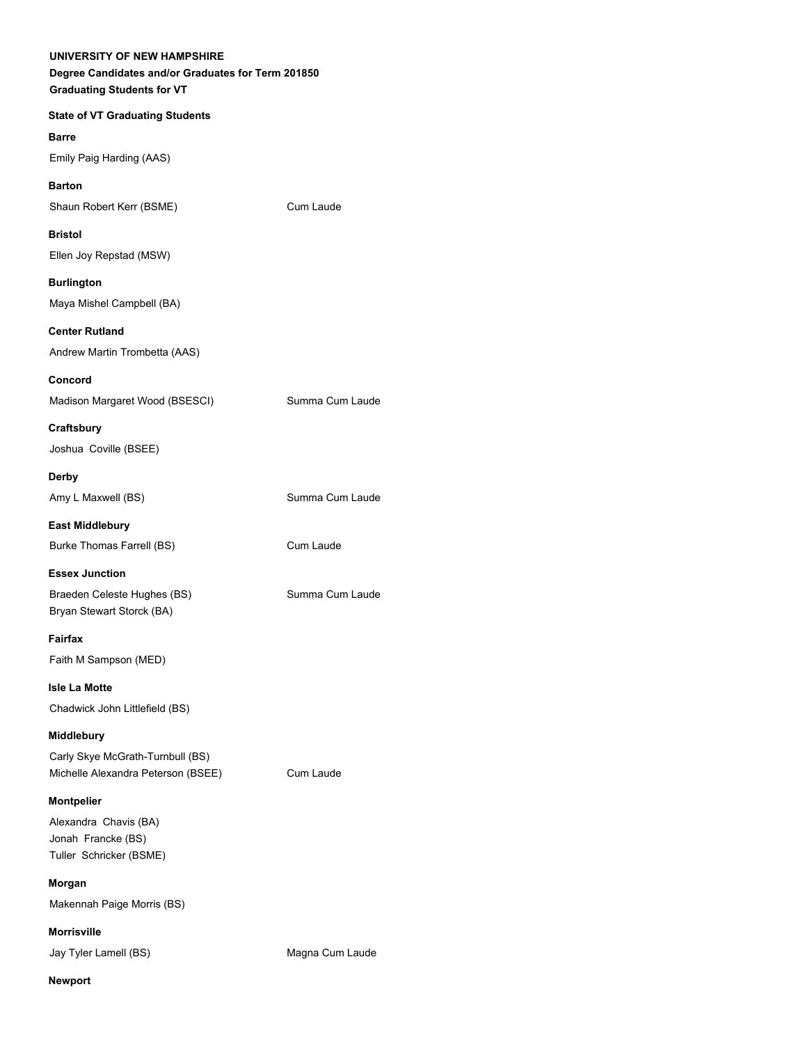**UNIVERSITY OF NEW HAMPSHIRE**

**Degree Candidates and/or Graduates for Term 201850**

**Graduating Students for VT**

**State of VT Graduating Students**

**Barre**

Emily Paig Harding (AAS)

**Barton**

Shaun Robert Kerr (BSME) Cum Laude

**Bristol**

Ellen Joy Repstad (MSW)

**Burlington**

Maya Mishel Campbell (BA)

**Center Rutland**

Andrew Martin Trombetta (AAS)

**Concord**

Madison Margaret Wood (BSESCI) Summa Cum Laude

**Craftsbury**

Joshua Coville (BSEE)

**Derby**

Amy L Maxwell (BS) Summa Cum Laude

**East Middlebury**

Burke Thomas Farrell (BS) Cum Laude

**Essex Junction**

Braeden Celeste Hughes (BS) Summa Cum Laude
Bryan Stewart Storck (BA)

**Fairfax**

Faith M Sampson (MED)

**Isle La Motte**

Chadwick John Littlefield (BS)

**Middlebury**

Carly Skye McGrath-Turnbull (BS)
Michelle Alexandra Peterson (BSEE) Cum Laude

**Montpelier**

Alexandra Chavis (BA)
Jonah Francke (BS)
Tuller Schricker (BSME)

**Morgan**

Makennah Paige Morris (BS)

**Morrisville**

Jay Tyler Lamell (BS) Magna Cum Laude

**Newport**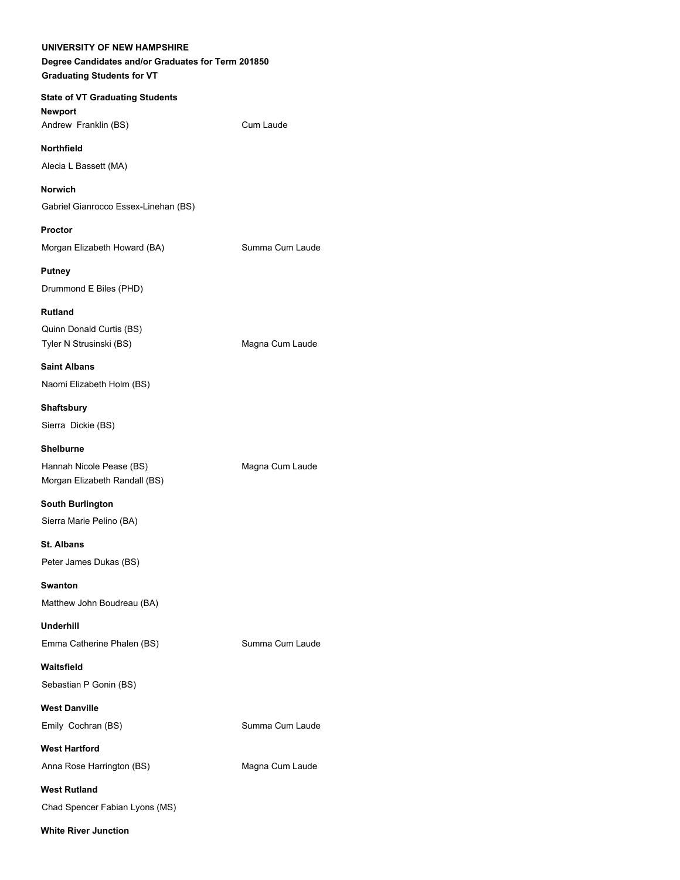**UNIVERSITY OF NEW HAMPSHIRE**
**Degree Candidates and/or Graduates for Term 201850**
**Graduating Students for VT**

**State of VT Graduating Students**

**Newport**

Andrew Franklin (BS) Cum Laude

**Northfield**

Alecia L Bassett (MA)

**Norwich**

Gabriel Gianrocco Essex-Linehan (BS)

**Proctor**

Morgan Elizabeth Howard (BA) Summa Cum Laude

**Putney**

Drummond E Biles (PHD)

**Rutland**

Quinn Donald Curtis (BS)
Tyler N Strusinski (BS) Magna Cum Laude

**Saint Albans**

Naomi Elizabeth Holm (BS)

**Shaftsbury**

Sierra Dickie (BS)

**Shelburne**

Hannah Nicole Pease (BS) Magna Cum Laude
Morgan Elizabeth Randall (BS)

**South Burlington**

Sierra Marie Pelino (BA)

**St. Albans**

Peter James Dukas (BS)

**Swanton**

Matthew John Boudreau (BA)

**Underhill**

Emma Catherine Phalen (BS) Summa Cum Laude

**Waitsfield**

Sebastian P Gonin (BS)

**West Danville**

Emily Cochran (BS) Summa Cum Laude

**West Hartford**

Anna Rose Harrington (BS) Magna Cum Laude

**West Rutland**

Chad Spencer Fabian Lyons (MS)

**White River Junction**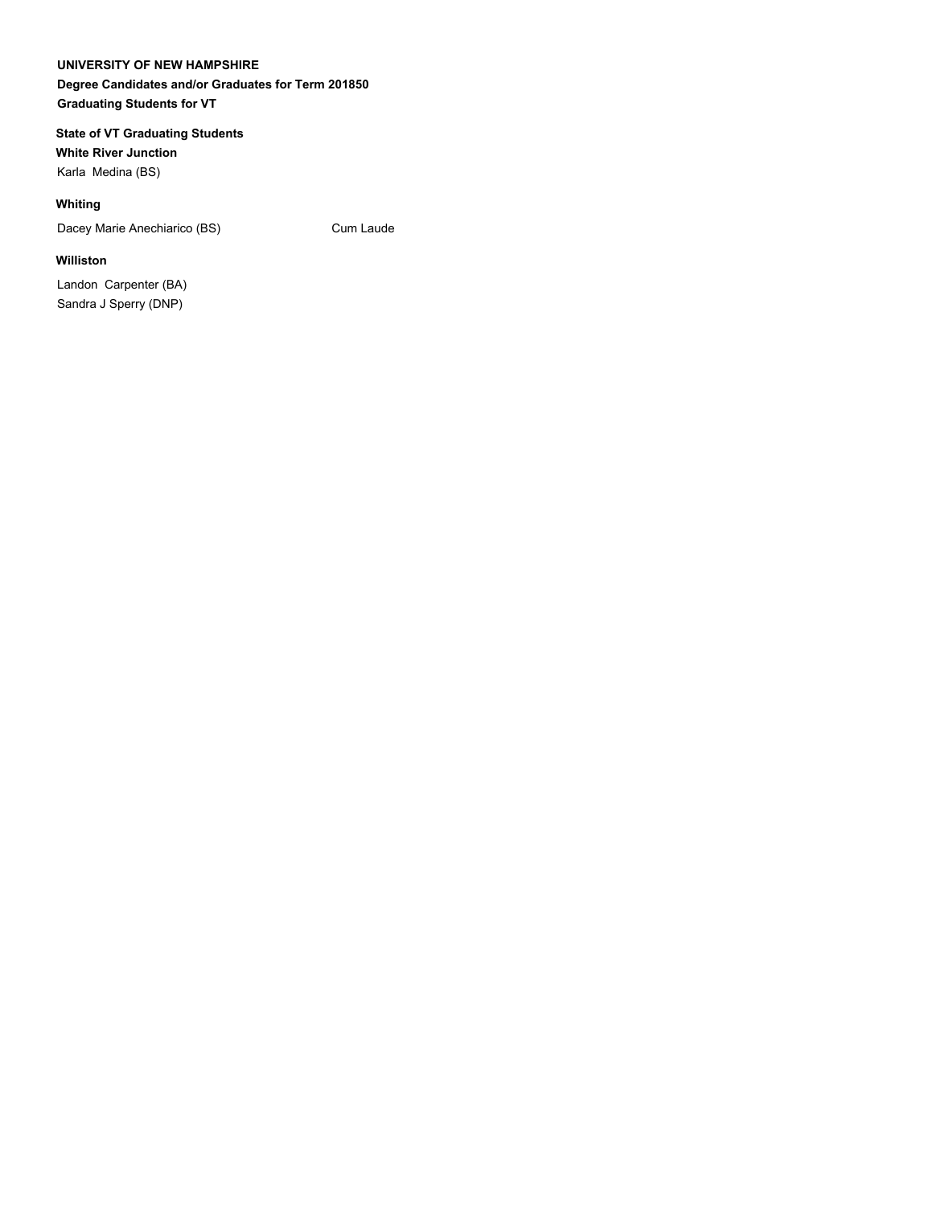**UNIVERSITY OF NEW HAMPSHIRE**

**Degree Candidates and/or Graduates for Term 201850**

**Graduating Students for VT**

**State of VT Graduating Students**

**White River Junction**

Karla Medina (BS)

**Whiting**

Dacey Marie Anechiarico (BS) Cum Laude

**Williston**

Landon Carpenter (BA)

Sandra J Sperry (DNP)